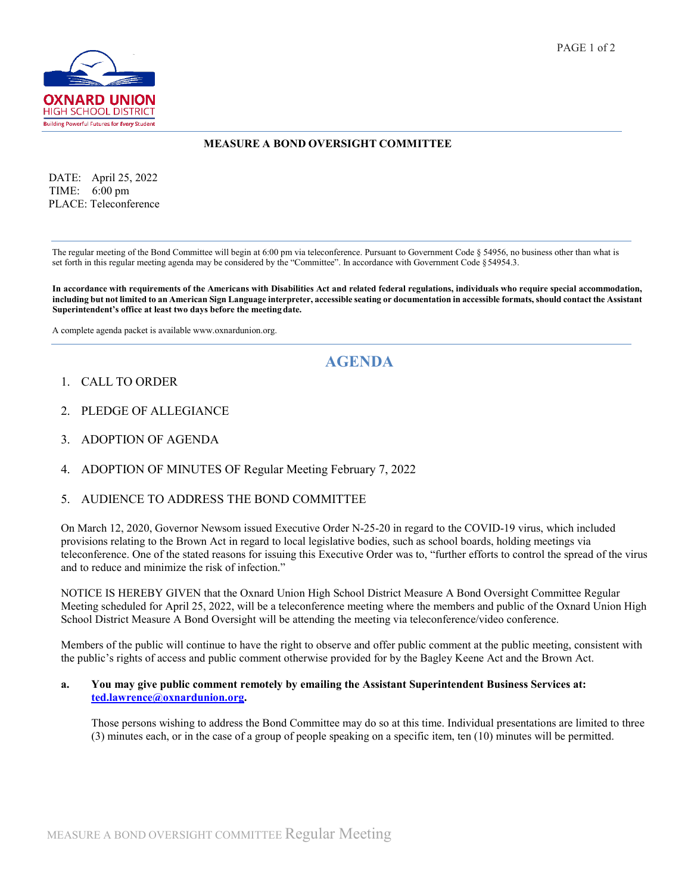# MEASURE A BOND OVERSIGHT COMMITTEE

DATE: April 25, 2022
TIME: 6:00 pm
PLACE: Teleconference

The regular meeting of the Bond Committee will begin at 6:00 pm via teleconference. Pursuant to Government Code § 54956, no business other than what is set forth in this regular meeting agenda may be considered by the "Committee". In accordance with Government Code § 54954.3.

**In accordance with requirements of the Americans with Disabilities Act and related federal regulations, individuals who require special accommodation, including but not limited to an American Sign Language interpreter, accessible seating or documentation in accessible formats, should contact the Assistant Superintendent's office at least two days before the meeting date.**

A complete agenda packet is available www.oxnardunion.org.

## AGENDA

1. CALL TO ORDER
2. PLEDGE OF ALLEGIANCE
3. ADOPTION OF AGENDA
4. ADOPTION OF MINUTES OF Regular Meeting February 7, 2022
5. AUDIENCE TO ADDRESS THE BOND COMMITTEE

On March 12, 2020, Governor Newsom issued Executive Order N-25-20 in regard to the COVID-19 virus, which included provisions relating to the Brown Act in regard to local legislative bodies, such as school boards, holding meetings via teleconference. One of the stated reasons for issuing this Executive Order was to, "further efforts to control the spread of the virus and to reduce and minimize the risk of infection."

NOTICE IS HEREBY GIVEN that the Oxnard Union High School District Measure A Bond Oversight Committee Regular Meeting scheduled for April 25, 2022, will be a teleconference meeting where the members and public of the Oxnard Union High School District Measure A Bond Oversight will be attending the meeting via teleconference/video conference.

Members of the public will continue to have the right to observe and offer public comment at the public meeting, consistent with the public's rights of access and public comment otherwise provided for by the Bagley Keene Act and the Brown Act.

**a. You may give public comment remotely by emailing the Assistant Superintendent Business Services at: ted.lawrence@oxnardunion.org.**

Those persons wishing to address the Bond Committee may do so at this time. Individual presentations are limited to three (3) minutes each, or in the case of a group of people speaking on a specific item, ten (10) minutes will be permitted.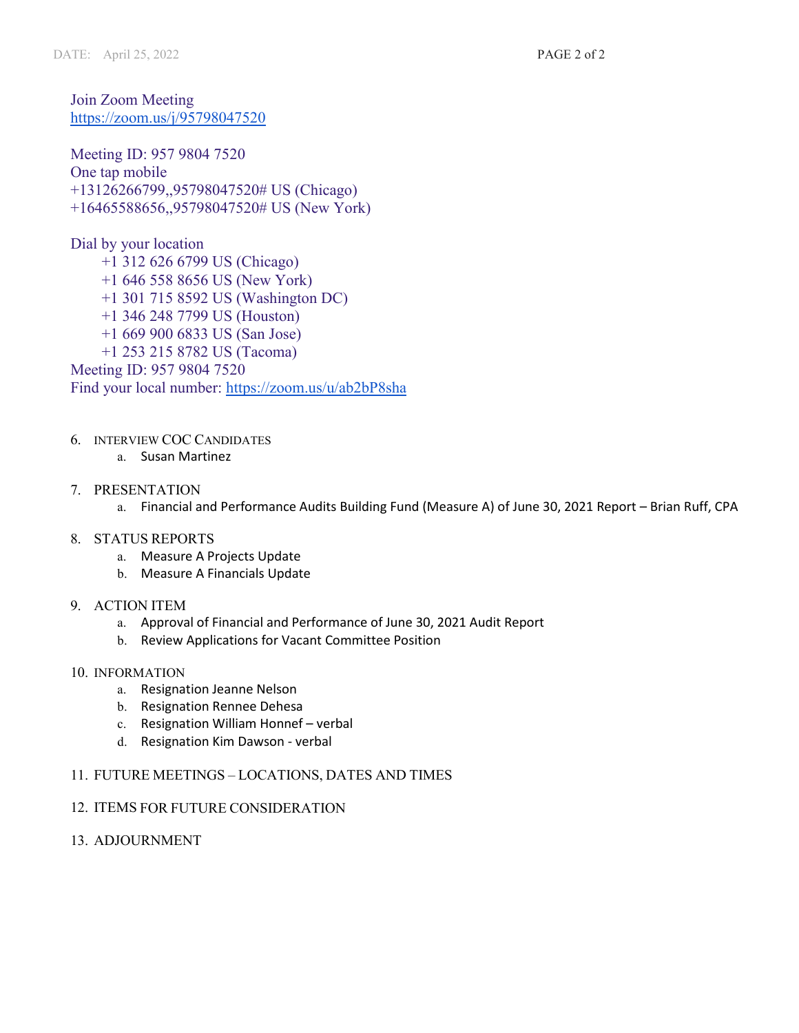Join Zoom Meeting
https://zoom.us/j/95798047520

Meeting ID: 957 9804 7520
One tap mobile
+13126266799,,95798047520# US (Chicago)
+16465588656,,95798047520# US (New York)

Dial by your location
  +1 312 626 6799 US (Chicago)
  +1 646 558 8656 US (New York)
  +1 301 715 8592 US (Washington DC)
  +1 346 248 7799 US (Houston)
  +1 669 900 6833 US (San Jose)
  +1 253 215 8782 US (Tacoma)
Meeting ID: 957 9804 7520
Find your local number: https://zoom.us/u/ab2bP8sha

6. INTERVIEW COC CANDIDATES
   a. Susan Martinez

7. PRESENTATION
   a. Financial and Performance Audits Building Fund (Measure A) of June 30, 2021 Report – Brian Ruff, CPA

8. STATUS REPORTS
   a. Measure A Projects Update
   b. Measure A Financials Update

9. ACTION ITEM
   a. Approval of Financial and Performance of June 30, 2021 Audit Report
   b. Review Applications for Vacant Committee Position

10. INFORMATION
    a. Resignation Jeanne Nelson
    b. Resignation Rennee Dehesa
    c. Resignation William Honnef – verbal
    d. Resignation Kim Dawson - verbal

11. FUTURE MEETINGS – LOCATIONS, DATES AND TIMES

12. ITEMS FOR FUTURE CONSIDERATION

13. ADJOURNMENT